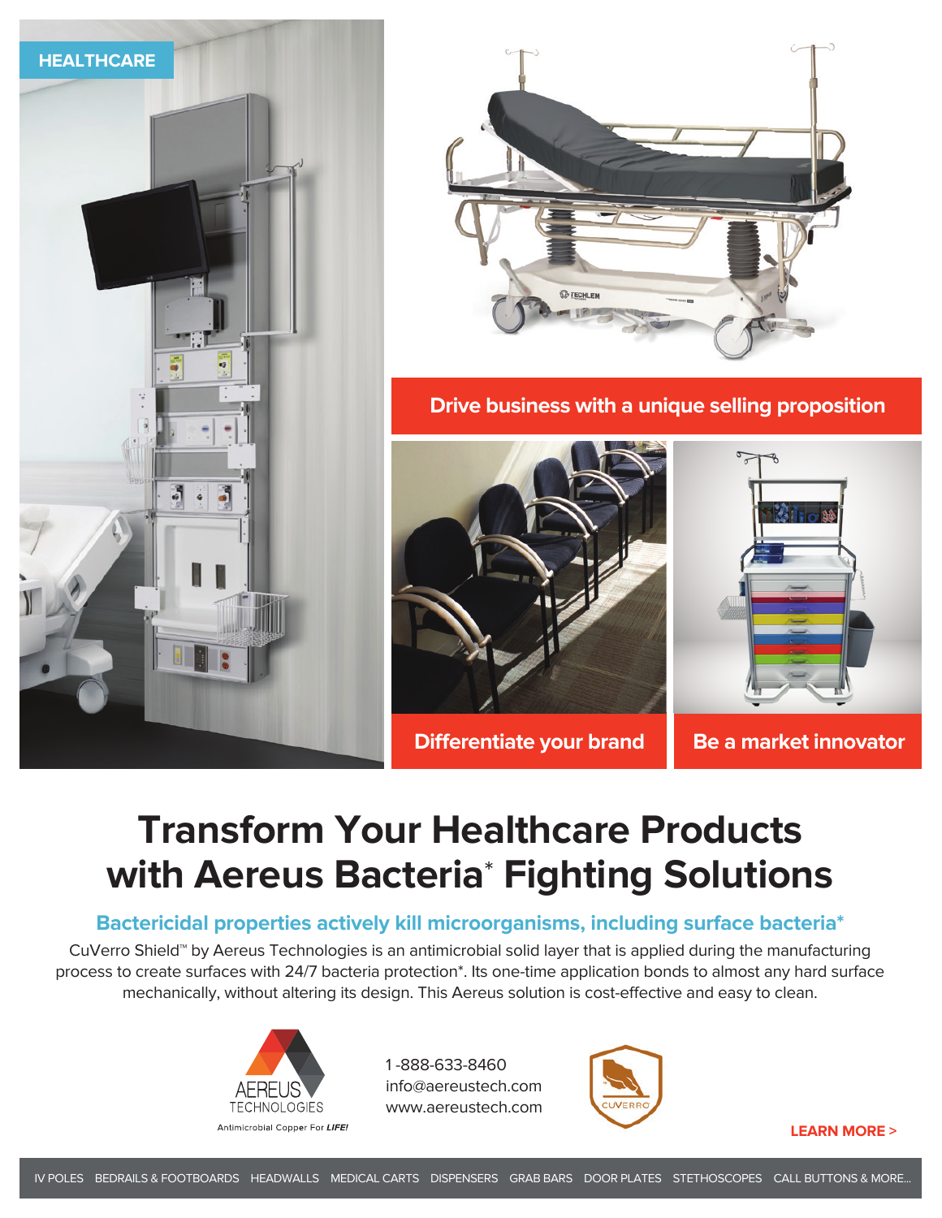HEALTHCARE

**Drive business with a unique selling proposition**

**Differentiate your brand**

**Be a market innovator**

# Transform Your Healthcare Products with Aereus Bacteria* Fighting Solutions

## Bactericidal properties actively kill microorganisms, including surface bacteria*

CuVerro Shield™ by Aereus Technologies is an antimicrobial solid layer that is applied during the manufacturing process to create surfaces with 24/7 bacteria protection*. Its one-time application bonds to almost any hard surface mechanically, without altering its design. This Aereus solution is cost-effective and easy to clean.

AEREUS TECHNOLOGIES
Antimicrobial Copper For *LIFE!*

1-888-633-8460
info@aereustech.com
www.aereustech.com

CUVERRO

**LEARN MORE >**

IV POLES  BEDRAILS & FOOTBOARDS  HEADWALLS  MEDICAL CARTS  DISPENSERS  GRAB BARS  DOOR PLATES  STETHOSCOPES  CALL BUTTONS & MORE...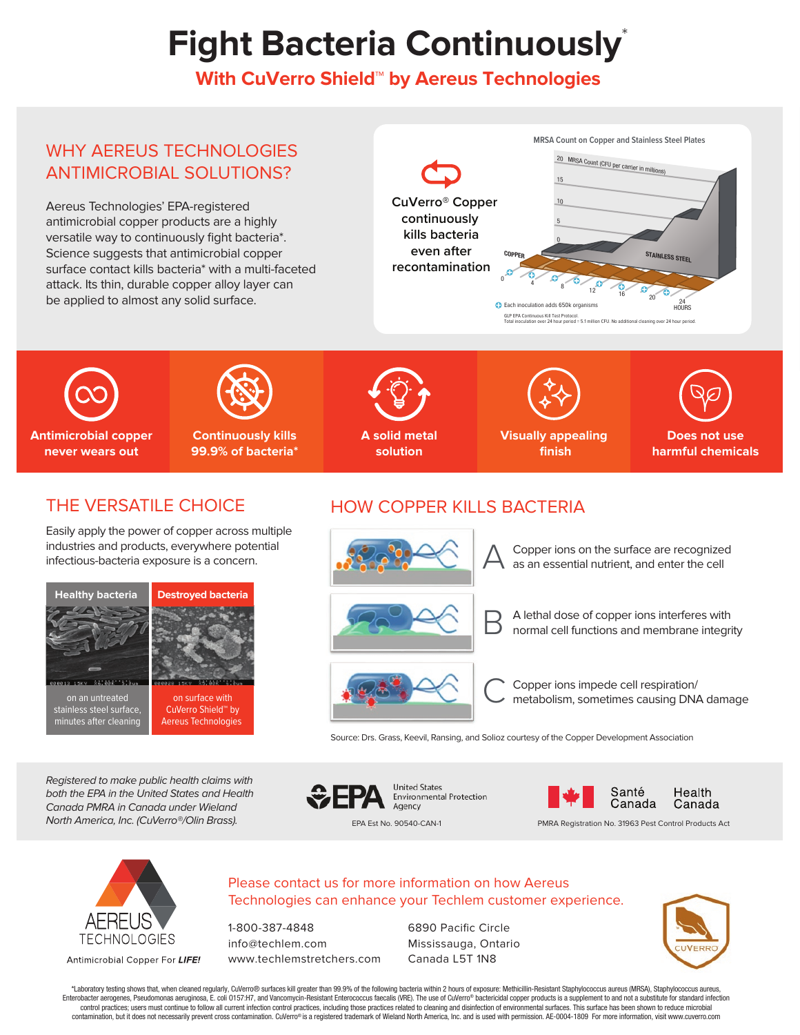# Fight Bacteria Continuously*

## With CuVerro Shield™ by Aereus Technologies

## WHY AEREUS TECHNOLOGIES ANTIMICROBIAL SOLUTIONS?

Aereus Technologies' EPA-registered antimicrobial copper products are a highly versatile way to continuously fight bacteria*. Science suggests that antimicrobial copper surface contact kills bacteria* with a multi-faceted attack. Its thin, durable copper alloy layer can be applied to almost any solid surface.

**CuVerro® Copper continuously kills bacteria even after recontamination**

MRSA Count on Copper and Stainless Steel Plates

MRSA Count (CFU per carrier in millions)

20
15
10
5
0

COPPER

STAINLESS STEEL

0 4 8 12 16 20 24 HOURS

Each inoculation adds 650k organisms

GLP EPA Continuous Kill Test Protocol.
Total inoculation over 24 hour period = 5.1 million CFU. No additional cleaning over 24 hour period.

**Antimicrobial copper never wears out**

**Continuously kills 99.9% of bacteria***

**A solid metal solution**

**Visually appealing finish**

**Does not use harmful chemicals**

## THE VERSATILE CHOICE

Easily apply the power of copper across multiple industries and products, everywhere potential infectious-bacteria exposure is a concern.

**Healthy bacteria** — on an untreated stainless steel surface, minutes after cleaning

**Destroyed bacteria** — on surface with CuVerro Shield™ by Aereus Technologies

## HOW COPPER KILLS BACTERIA

**A** Copper ions on the surface are recognized as an essential nutrient, and enter the cell

**B** A lethal dose of copper ions interferes with normal cell functions and membrane integrity

**C** Copper ions impede cell respiration/ metabolism, sometimes causing DNA damage

Source: Drs. Grass, Keevil, Ransing, and Solioz courtesy of the Copper Development Association

*Registered to make public health claims with both the EPA in the United States and Health Canada PMRA in Canada under Wieland North America, Inc. (CuVerro®/Olin Brass).*

EPA United States Environmental Protection Agency
EPA Est No. 90540-CAN-1

Santé Canada Health Canada
PMRA Registration No. 31963 Pest Control Products Act

AEREUS TECHNOLOGIES
Antimicrobial Copper For ***LIFE!***

Please contact us for more information on how Aereus Technologies can enhance your Techlem customer experience.

1-800-387-4848
info@techlem.com
www.techlemstretchers.com

6890 Pacific Circle
Mississauga, Ontario
Canada L5T 1N8

CUVERRO

*Laboratory testing shows that, when cleaned regularly, CuVerro® surfaces kill greater than 99.9% of the following bacteria within 2 hours of exposure: Methicillin-Resistant Staphylococcus aureus (MRSA), Staphylococcus aureus, Enterobacter aerogenes, Pseudomonas aeruginosa, E. coli O157:H7, and Vancomycin-Resistant Enterococcus faecalis (VRE). The use of CuVerro® bactericidal copper products is a supplement to and not a substitute for standard infection control practices; users must continue to follow all current infection control practices, including those practices related to cleaning and disinfection of environmental surfaces. This surface has been shown to reduce microbial contamination, but it does not necessarily prevent cross contamination. CuVerro® is a registered trademark of Wieland North America, Inc. and is used with permission. AE-0004-1809 For more information, visit www.cuverro.com